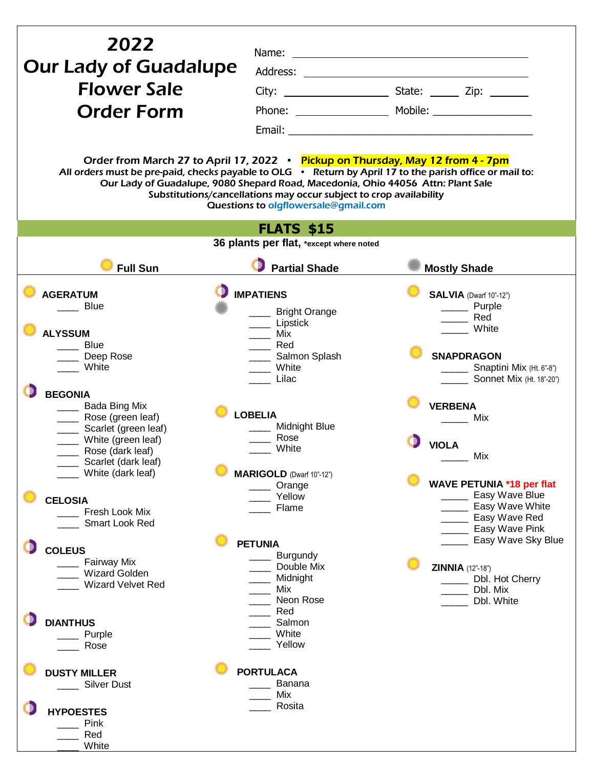# 2022 Our Lady of Guadalupe Flower Sale Order Form

Name: ____________________________________________

Address: __________________________________________

City: ____________________ State: ______ Zip: ________

Phone: __________________ Mobile: __________________

Email: ____________________________________________

**Order from March 27 to April 17, 2022 • Pickup on Thursday, May 12 from 4 - 7pm**

**All orders must be pre-paid, checks payable to OLG • Return by April 17 to the parish office or mail to:**

**Our Lady of Guadalupe, 9080 Shepard Road, Macedonia, Ohio 44056 Attn: Plant Sale**

**Substitutions/cancellations may occur subject to crop availability**

**Questions to olgflowersale@gmail.com**

## FLATS $15

**36 plants per flat,** ***except where noted**

**Full Sun** | **Partial Shade** | **Mostly Shade**

**AGERATUM**
- ____ Blue

**ALYSSUM**
- ____ Blue
- ____ Deep Rose
- ____ White

**BEGONIA**
- ____ Bada Bing Mix
- ____ Rose (green leaf)
- ____ Scarlet (green leaf)
- ____ White (green leaf)
- ____ Rose (dark leaf)
- ____ Scarlet (dark leaf)
- ____ White (dark leaf)

**CELOSIA**
- ____ Fresh Look Mix
- ____ Smart Look Red

**COLEUS**
- ____ Fairway Mix
- ____ Wizard Golden
- ____ Wizard Velvet Red

**DIANTHUS**
- ____ Purple
- ____ Rose

**DUSTY MILLER**
- ____ Silver Dust

**HYPOESTES**
- ____ Pink
- ____ Red
- ____ White

**IMPATIENS**
- ____ Bright Orange
- ____ Lipstick
- ____ Mix
- ____ Red
- ____ Salmon Splash
- ____ White
- ____ Lilac

**LOBELIA**
- ____ Midnight Blue
- ____ Rose
- ____ White

**MARIGOLD** (Dwarf 10"-12")
- ____ Orange
- ____ Yellow
- ____ Flame

**PETUNIA**
- ____ Burgundy
- ____ Double Mix
- ____ Midnight
- ____ Mix
- ____ Neon Rose
- ____ Red
- ____ Salmon
- ____ White
- ____ Yellow

**PORTULACA**
- ____ Banana
- ____ Mix
- ____ Rosita

**SALVIA** (Dwarf 10"-12")
- _____ Purple
- _____ Red
- _____ White

**SNAPDRAGON**
- _____ Snaptini Mix (Ht. 6"-8")
- _____ Sonnet Mix (Ht. 18"-20")

**VERBENA**
- _____ Mix

**VIOLA**
- _____ Mix

**WAVE PETUNIA *18 per flat**
- _____ Easy Wave Blue
- _____ Easy Wave White
- _____ Easy Wave Red
- _____ Easy Wave Pink
- _____ Easy Wave Sky Blue

**ZINNIA** (12"-18")
- _____ Dbl. Hot Cherry
- _____ Dbl. Mix
- _____ Dbl. White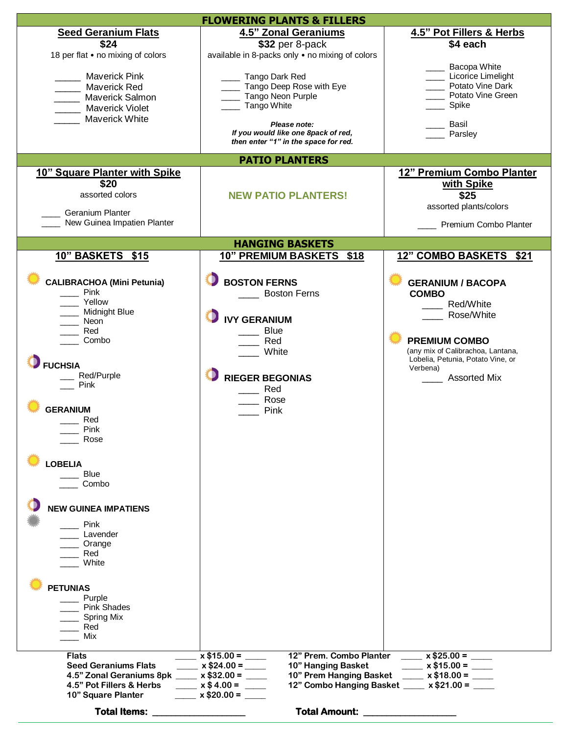## FLOWERING PLANTS & FILLERS

### Seed Geranium Flats

**$24**

18 per flat • no mixing of colors

_____ Maverick Pink
_____ Maverick Red
_____ Maverick Salmon
_____ Maverick Violet
_____ Maverick White

### 4.5" Zonal Geraniums

**$32** per 8-pack

available in 8-packs only • no mixing of colors

____ Tango Dark Red
____ Tango Deep Rose with Eye
____ Tango Neon Purple
____ Tango White

***Please note:***
***If you would like one 8pack of red, then enter "1" in the space for red.***

### 4.5" Pot Fillers & Herbs

**$4 each**

____ Bacopa White
____ Licorice Limelight
____ Potato Vine Dark
____ Potato Vine Green
____ Spike

____ Basil
____ Parsley

## PATIO PLANTERS

### 10" Square Planter with Spike

**$20**

assorted colors

____ Geranium Planter
____ New Guinea Impatien Planter

**NEW PATIO PLANTERS!**

### 12" Premium Combo Planter with Spike

**$25**

assorted plants/colors

____ Premium Combo Planter

## HANGING BASKETS

### 10" BASKETS $15

**CALIBRACHOA (Mini Petunia)**
____ Pink
____ Yellow
____ Midnight Blue
____ Neon
____ Red
____ Combo

**FUCHSIA**
___ Red/Purple
___ Pink

**GERANIUM**
____ Red
____ Pink
____ Rose

**LOBELIA**
____ Blue
____ Combo

**NEW GUINEA IMPATIENS**
____ Pink
____ Lavender
____ Orange
____ Red
____ White

**PETUNIAS**
____ Purple
____ Pink Shades
____ Spring Mix
____ Red
____ Mix

### 10" PREMIUM BASKETS $18

**BOSTON FERNS**
____ Boston Ferns

**IVY GERANIUM**
____ Blue
____ Red
____ White

**RIEGER BEGONIAS**
____ Red
____ Rose
____ Pink

### 12" COMBO BASKETS $21

**GERANIUM / BACOPA COMBO**
____ Red/White
____ Rose/White

**PREMIUM COMBO**
(any mix of Calibrachoa, Lantana, Lobelia, Petunia, Potato Vine, or Verbena)
____ Assorted Mix

| | | | | | |
|---|---|---|---|---|---|
| **Flats** | _____ x $15.00 = _____ | | **12" Prem. Combo Planter** | _____ x $25.00 = _____ | |
| **Seed Geraniums Flats** | _____ x $24.00 = _____ | | **10" Hanging Basket** | _____ x $15.00 = _____ | |
| **4.5" Zonal Geraniums 8pk** | _____ x $32.00 = _____ | | **10" Prem Hanging Basket** | _____ x $18.00 = _____ | |
| **4.5" Pot Fillers & Herbs** | _____ x $ 4.00 = _____ | | **12" Combo Hanging Basket** | _____ x $21.00 = _____ | |
| **10" Square Planter** | _____ x $20.00 = _____ | | | | |

**Total Items:** ____________________ **Total Amount:** ____________________